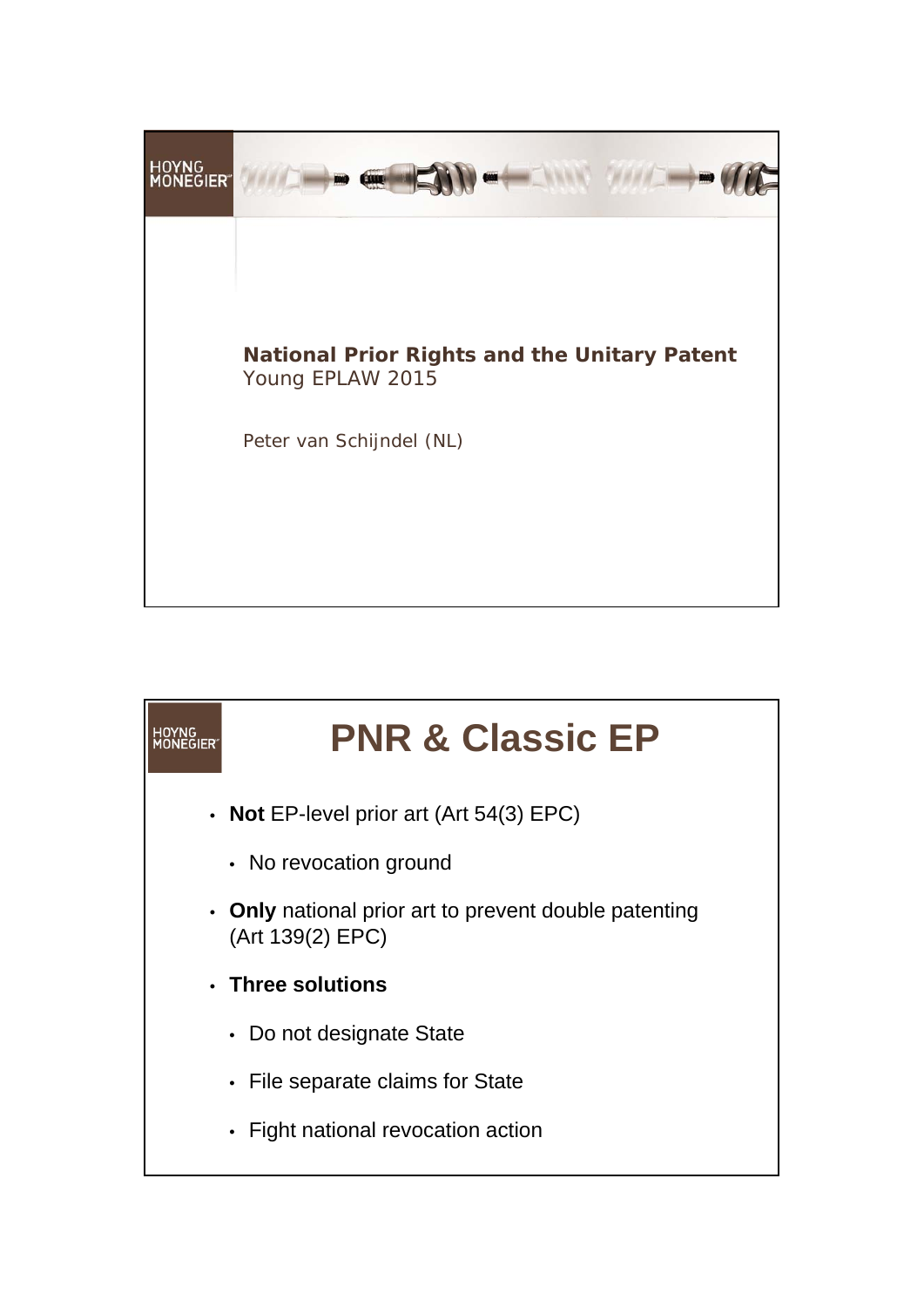# National Prior Rights and the Unitary Patent

Young EPLAW 2015

Peter van Schijndel (NL)

## PNR & Classic EP

- **Not** EP-level prior art (Art 54(3) EPC)
  - No revocation ground
- **Only** national prior art to prevent double patenting (Art 139(2) EPC)
- **Three solutions**
  - Do not designate State
  - File separate claims for State
  - Fight national revocation action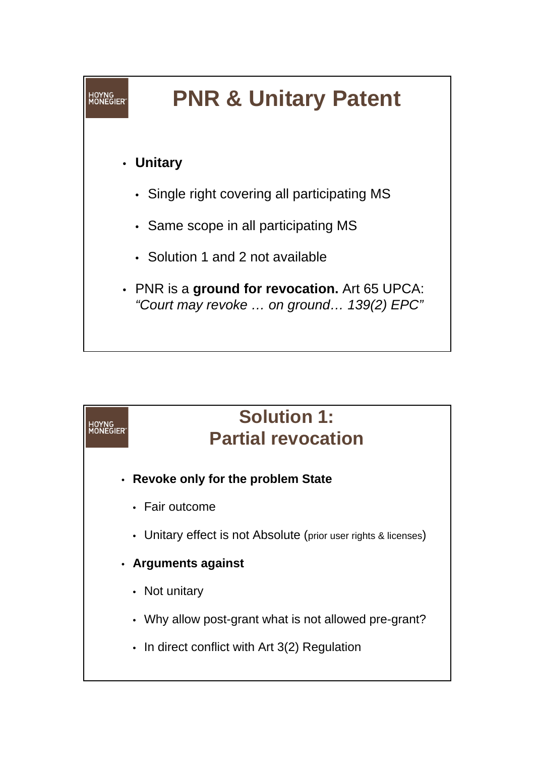# PNR & Unitary Patent

- **Unitary**
  - Single right covering all participating MS
  - Same scope in all participating MS
  - Solution 1 and 2 not available
- PNR is a **ground for revocation.** Art 65 UPCA: *"Court may revoke … on ground… 139(2) EPC"*

# Solution 1: Partial revocation

- **Revoke only for the problem State**
  - Fair outcome
  - Unitary effect is not Absolute (prior user rights & licenses)
- **Arguments against**
  - Not unitary
  - Why allow post-grant what is not allowed pre-grant?
  - In direct conflict with Art 3(2) Regulation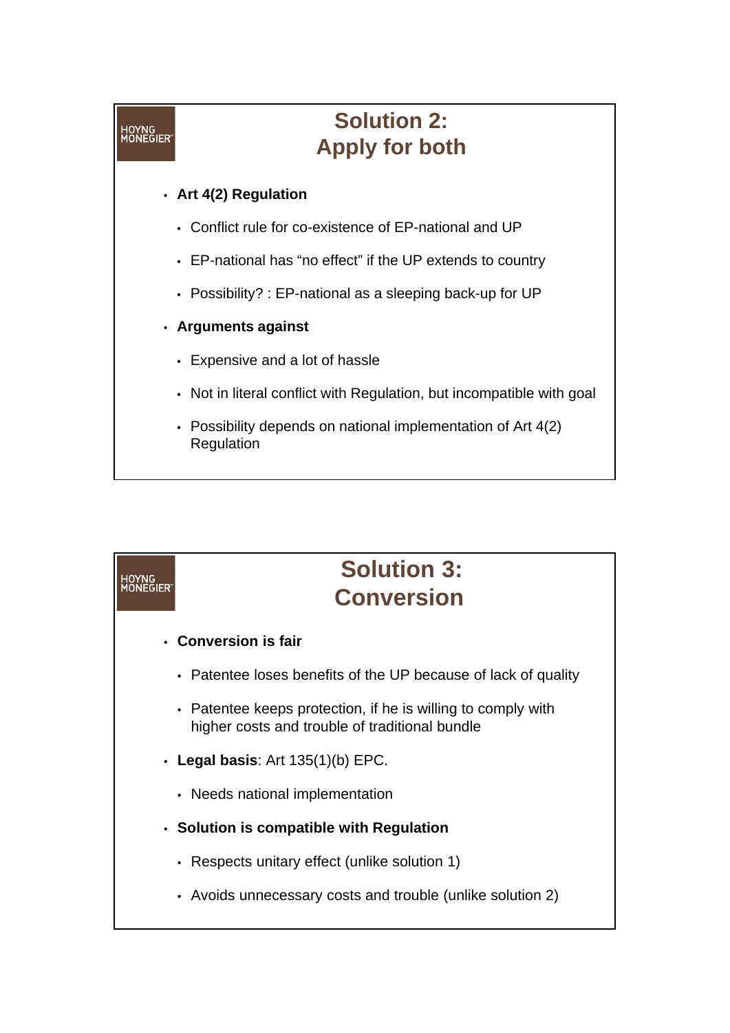## Solution 2: Apply for both

- **Art 4(2) Regulation**
  - Conflict rule for co-existence of EP-national and UP
  - EP-national has “no effect” if the UP extends to country
  - Possibility? : EP-national as a sleeping back-up for UP
- **Arguments against**
  - Expensive and a lot of hassle
  - Not in literal conflict with Regulation, but incompatible with goal
  - Possibility depends on national implementation of Art 4(2) Regulation

## Solution 3: Conversion

- **Conversion is fair**
  - Patentee loses benefits of the UP because of lack of quality
  - Patentee keeps protection, if he is willing to comply with higher costs and trouble of traditional bundle
- **Legal basis**: Art 135(1)(b) EPC.
  - Needs national implementation
- **Solution is compatible with Regulation**
  - Respects unitary effect (unlike solution 1)
  - Avoids unnecessary costs and trouble (unlike solution 2)